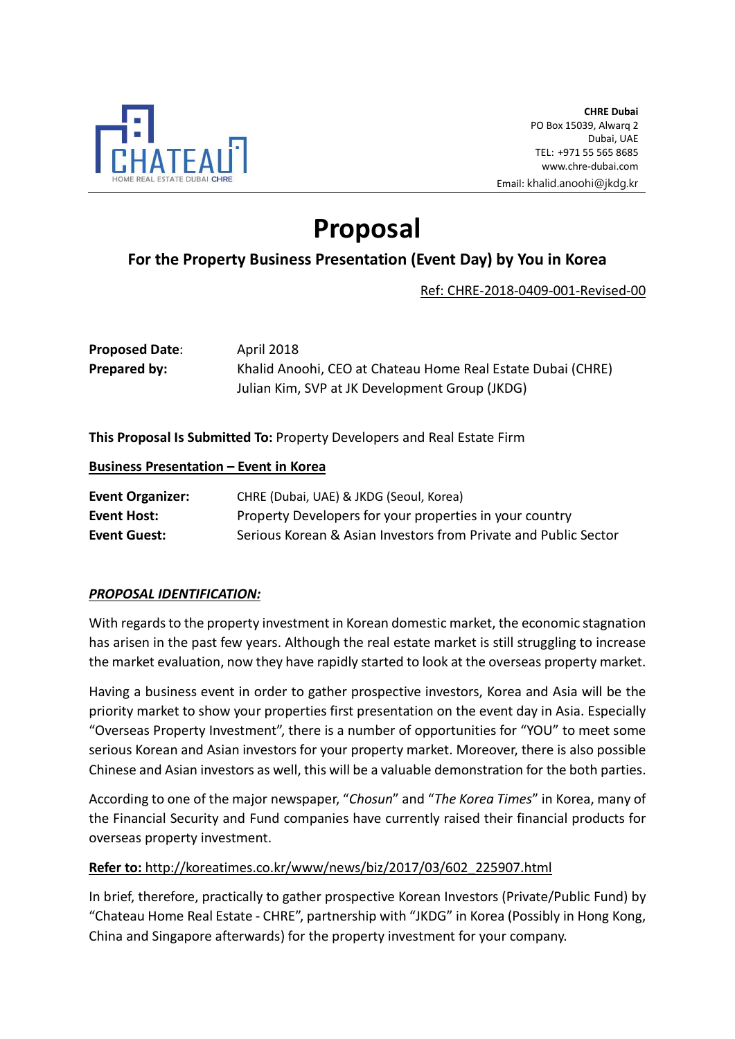CHATEAU
HOME REAL ESTATE DUBAI CHRE

**CHRE Dubai**
PO Box 15039, Alwarq 2
Dubai, UAE
TEL: +971 55 565 8685
www.chre-dubai.com
Email: khalid.anoohi@jkdg.kr

# Proposal

## For the Property Business Presentation (Event Day) by You in Korea

Ref: CHRE-2018-0409-001-Revised-00

**Proposed Date**: April 2018
**Prepared by:** Khalid Anoohi, CEO at Chateau Home Real Estate Dubai (CHRE)
Julian Kim, SVP at JK Development Group (JKDG)

**This Proposal Is Submitted To:** Property Developers and Real Estate Firm

**Business Presentation – Event in Korea**

**Event Organizer:** CHRE (Dubai, UAE) & JKDG (Seoul, Korea)
**Event Host:** Property Developers for your properties in your country
**Event Guest:** Serious Korean & Asian Investors from Private and Public Sector

***PROPOSAL IDENTIFICATION:***

With regards to the property investment in Korean domestic market, the economic stagnation has arisen in the past few years. Although the real estate market is still struggling to increase the market evaluation, now they have rapidly started to look at the overseas property market.

Having a business event in order to gather prospective investors, Korea and Asia will be the priority market to show your properties first presentation on the event day in Asia. Especially "Overseas Property Investment", there is a number of opportunities for "YOU" to meet some serious Korean and Asian investors for your property market. Moreover, there is also possible Chinese and Asian investors as well, this will be a valuable demonstration for the both parties.

According to one of the major newspaper, "*Chosun*" and "*The Korea Times*" in Korea, many of the Financial Security and Fund companies have currently raised their financial products for overseas property investment.

**Refer to:** http://koreatimes.co.kr/www/news/biz/2017/03/602_225907.html

In brief, therefore, practically to gather prospective Korean Investors (Private/Public Fund) by "Chateau Home Real Estate - CHRE", partnership with "JKDG" in Korea (Possibly in Hong Kong, China and Singapore afterwards) for the property investment for your company.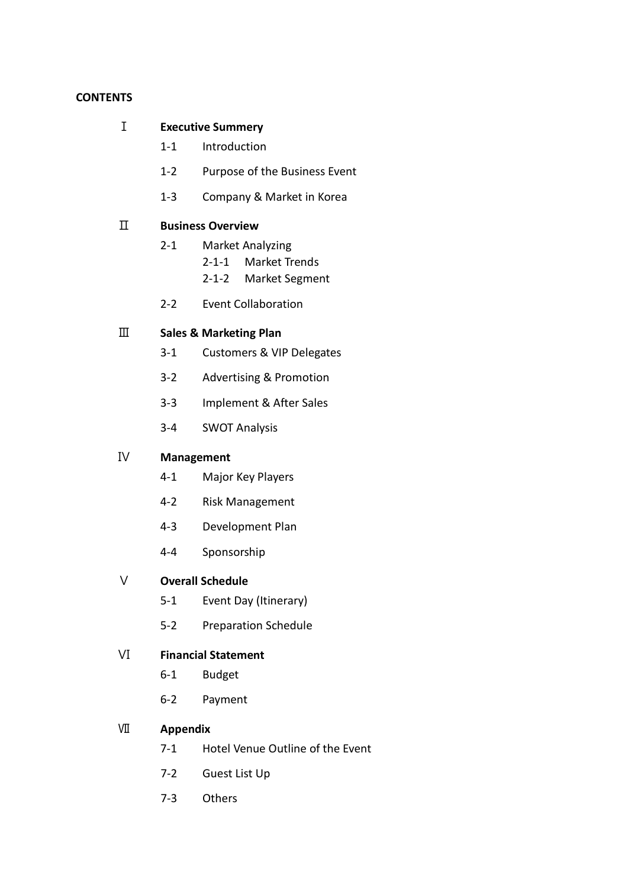**CONTENTS**

Ⅰ **Executive Summery**

- 1-1 Introduction
- 1-2 Purpose of the Business Event
- 1-3 Company & Market in Korea

Ⅱ **Business Overview**

- 2-1 Market Analyzing
  - 2-1-1 Market Trends
  - 2-1-2 Market Segment
- 2-2 Event Collaboration

Ⅲ **Sales & Marketing Plan**

- 3-1 Customers & VIP Delegates
- 3-2 Advertising & Promotion
- 3-3 Implement & After Sales
- 3-4 SWOT Analysis

Ⅳ **Management**

- 4-1 Major Key Players
- 4-2 Risk Management
- 4-3 Development Plan
- 4-4 Sponsorship

Ⅴ **Overall Schedule**

- 5-1 Event Day (Itinerary)
- 5-2 Preparation Schedule

Ⅵ **Financial Statement**

- 6-1 Budget
- 6-2 Payment

Ⅶ **Appendix**

- 7-1 Hotel Venue Outline of the Event
- 7-2 Guest List Up
- 7-3 Others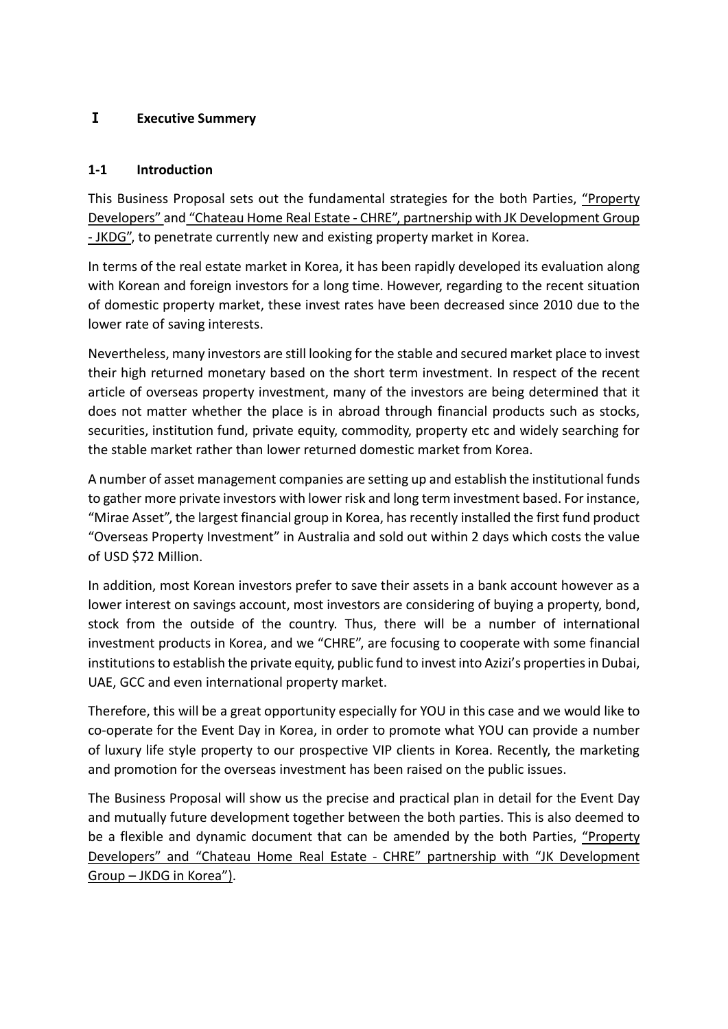# I Executive Summery

## 1-1 Introduction

This Business Proposal sets out the fundamental strategies for the both Parties, "Property Developers" and "Chateau Home Real Estate - CHRE", partnership with JK Development Group - JKDG", to penetrate currently new and existing property market in Korea.

In terms of the real estate market in Korea, it has been rapidly developed its evaluation along with Korean and foreign investors for a long time. However, regarding to the recent situation of domestic property market, these invest rates have been decreased since 2010 due to the lower rate of saving interests.

Nevertheless, many investors are still looking for the stable and secured market place to invest their high returned monetary based on the short term investment. In respect of the recent article of overseas property investment, many of the investors are being determined that it does not matter whether the place is in abroad through financial products such as stocks, securities, institution fund, private equity, commodity, property etc and widely searching for the stable market rather than lower returned domestic market from Korea.

A number of asset management companies are setting up and establish the institutional funds to gather more private investors with lower risk and long term investment based. For instance, "Mirae Asset", the largest financial group in Korea, has recently installed the first fund product "Overseas Property Investment" in Australia and sold out within 2 days which costs the value of USD $72 Million.

In addition, most Korean investors prefer to save their assets in a bank account however as a lower interest on savings account, most investors are considering of buying a property, bond, stock from the outside of the country. Thus, there will be a number of international investment products in Korea, and we "CHRE", are focusing to cooperate with some financial institutions to establish the private equity, public fund to invest into Azizi's properties in Dubai, UAE, GCC and even international property market.

Therefore, this will be a great opportunity especially for YOU in this case and we would like to co-operate for the Event Day in Korea, in order to promote what YOU can provide a number of luxury life style property to our prospective VIP clients in Korea. Recently, the marketing and promotion for the overseas investment has been raised on the public issues.

The Business Proposal will show us the precise and practical plan in detail for the Event Day and mutually future development together between the both parties. This is also deemed to be a flexible and dynamic document that can be amended by the both Parties, "Property Developers" and "Chateau Home Real Estate - CHRE" partnership with "JK Development Group – JKDG in Korea").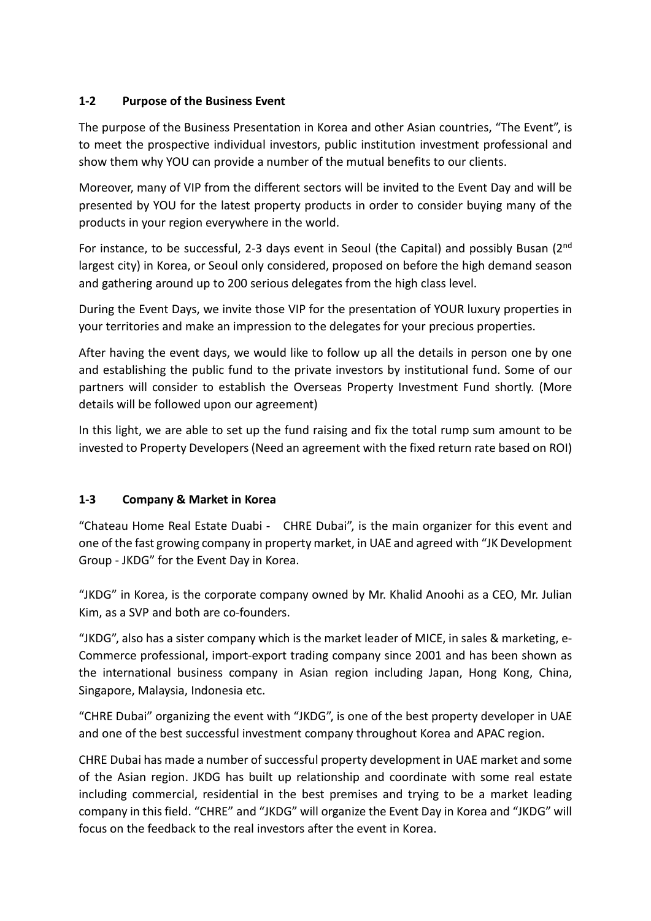## 1-2 Purpose of the Business Event

The purpose of the Business Presentation in Korea and other Asian countries, "The Event", is to meet the prospective individual investors, public institution investment professional and show them why YOU can provide a number of the mutual benefits to our clients.

Moreover, many of VIP from the different sectors will be invited to the Event Day and will be presented by YOU for the latest property products in order to consider buying many of the products in your region everywhere in the world.

For instance, to be successful, 2-3 days event in Seoul (the Capital) and possibly Busan (2nd largest city) in Korea, or Seoul only considered, proposed on before the high demand season and gathering around up to 200 serious delegates from the high class level.

During the Event Days, we invite those VIP for the presentation of YOUR luxury properties in your territories and make an impression to the delegates for your precious properties.

After having the event days, we would like to follow up all the details in person one by one and establishing the public fund to the private investors by institutional fund. Some of our partners will consider to establish the Overseas Property Investment Fund shortly. (More details will be followed upon our agreement)

In this light, we are able to set up the fund raising and fix the total rump sum amount to be invested to Property Developers (Need an agreement with the fixed return rate based on ROI)

## 1-3 Company & Market in Korea

"Chateau Home Real Estate Duabi - CHRE Dubai", is the main organizer for this event and one of the fast growing company in property market, in UAE and agreed with "JK Development Group - JKDG" for the Event Day in Korea.

"JKDG" in Korea, is the corporate company owned by Mr. Khalid Anoohi as a CEO, Mr. Julian Kim, as a SVP and both are co-founders.

"JKDG", also has a sister company which is the market leader of MICE, in sales & marketing, e-Commerce professional, import-export trading company since 2001 and has been shown as the international business company in Asian region including Japan, Hong Kong, China, Singapore, Malaysia, Indonesia etc.

"CHRE Dubai" organizing the event with "JKDG", is one of the best property developer in UAE and one of the best successful investment company throughout Korea and APAC region.

CHRE Dubai has made a number of successful property development in UAE market and some of the Asian region. JKDG has built up relationship and coordinate with some real estate including commercial, residential in the best premises and trying to be a market leading company in this field. "CHRE" and "JKDG" will organize the Event Day in Korea and "JKDG" will focus on the feedback to the real investors after the event in Korea.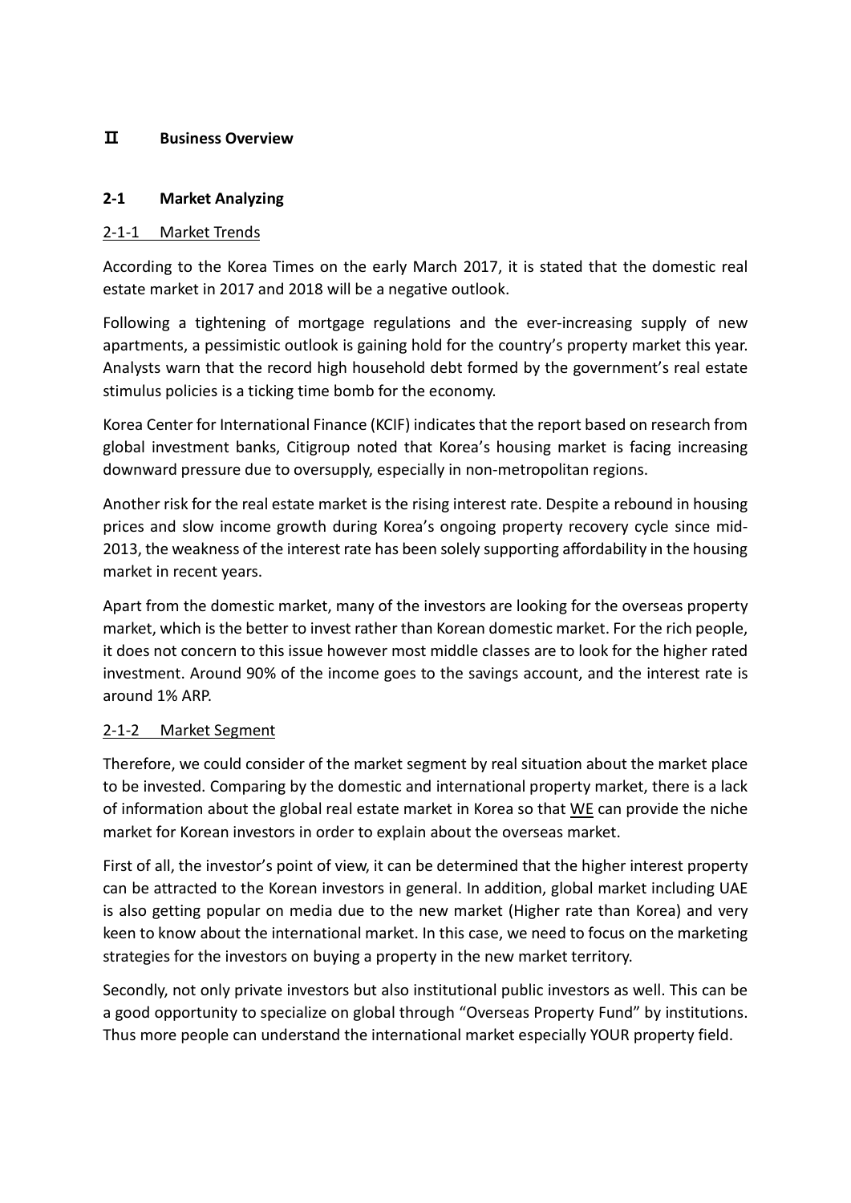# Ⅱ Business Overview

## 2-1 Market Analyzing

### 2-1-1 Market Trends

According to the Korea Times on the early March 2017, it is stated that the domestic real estate market in 2017 and 2018 will be a negative outlook.

Following a tightening of mortgage regulations and the ever-increasing supply of new apartments, a pessimistic outlook is gaining hold for the country's property market this year. Analysts warn that the record high household debt formed by the government's real estate stimulus policies is a ticking time bomb for the economy.

Korea Center for International Finance (KCIF) indicates that the report based on research from global investment banks, Citigroup noted that Korea's housing market is facing increasing downward pressure due to oversupply, especially in non-metropolitan regions.

Another risk for the real estate market is the rising interest rate. Despite a rebound in housing prices and slow income growth during Korea's ongoing property recovery cycle since mid-2013, the weakness of the interest rate has been solely supporting affordability in the housing market in recent years.

Apart from the domestic market, many of the investors are looking for the overseas property market, which is the better to invest rather than Korean domestic market. For the rich people, it does not concern to this issue however most middle classes are to look for the higher rated investment. Around 90% of the income goes to the savings account, and the interest rate is around 1% ARP.

### 2-1-2 Market Segment

Therefore, we could consider of the market segment by real situation about the market place to be invested. Comparing by the domestic and international property market, there is a lack of information about the global real estate market in Korea so that WE can provide the niche market for Korean investors in order to explain about the overseas market.

First of all, the investor's point of view, it can be determined that the higher interest property can be attracted to the Korean investors in general. In addition, global market including UAE is also getting popular on media due to the new market (Higher rate than Korea) and very keen to know about the international market. In this case, we need to focus on the marketing strategies for the investors on buying a property in the new market territory.

Secondly, not only private investors but also institutional public investors as well. This can be a good opportunity to specialize on global through "Overseas Property Fund" by institutions. Thus more people can understand the international market especially YOUR property field.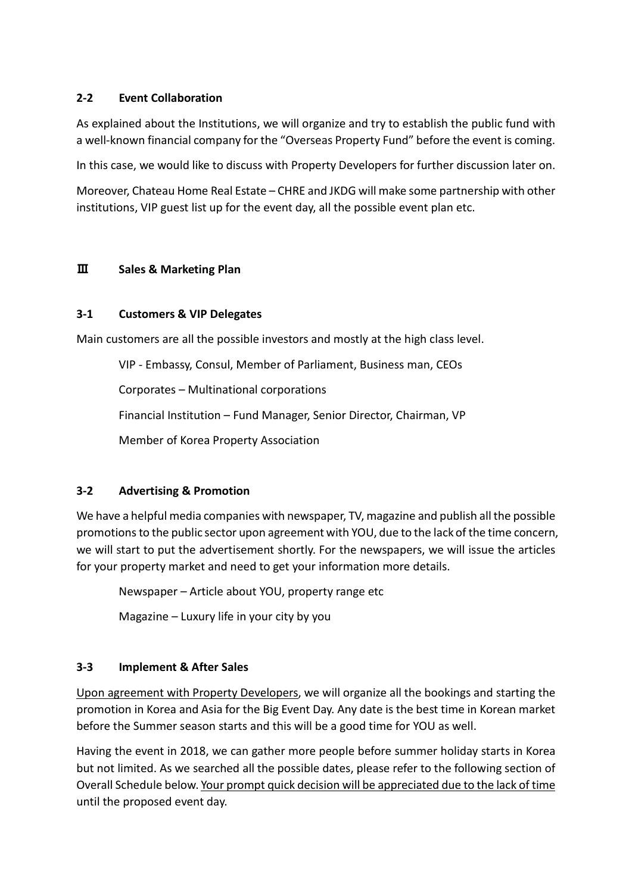### 2-2 Event Collaboration

As explained about the Institutions, we will organize and try to establish the public fund with a well-known financial company for the "Overseas Property Fund" before the event is coming.

In this case, we would like to discuss with Property Developers for further discussion later on.

Moreover, Chateau Home Real Estate – CHRE and JKDG will make some partnership with other institutions, VIP guest list up for the event day, all the possible event plan etc.

## Ⅲ Sales & Marketing Plan

### 3-1 Customers & VIP Delegates

Main customers are all the possible investors and mostly at the high class level.

VIP - Embassy, Consul, Member of Parliament, Business man, CEOs

Corporates – Multinational corporations

Financial Institution – Fund Manager, Senior Director, Chairman, VP

Member of Korea Property Association

### 3-2 Advertising & Promotion

We have a helpful media companies with newspaper, TV, magazine and publish all the possible promotions to the public sector upon agreement with YOU, due to the lack of the time concern, we will start to put the advertisement shortly. For the newspapers, we will issue the articles for your property market and need to get your information more details.

Newspaper – Article about YOU, property range etc

Magazine – Luxury life in your city by you

### 3-3 Implement & After Sales

<u>Upon agreement with Property Developers</u>, we will organize all the bookings and starting the promotion in Korea and Asia for the Big Event Day. Any date is the best time in Korean market before the Summer season starts and this will be a good time for YOU as well.

Having the event in 2018, we can gather more people before summer holiday starts in Korea but not limited. As we searched all the possible dates, please refer to the following section of Overall Schedule below. <u>Your prompt quick decision will be appreciated due to the lack of time</u> until the proposed event day.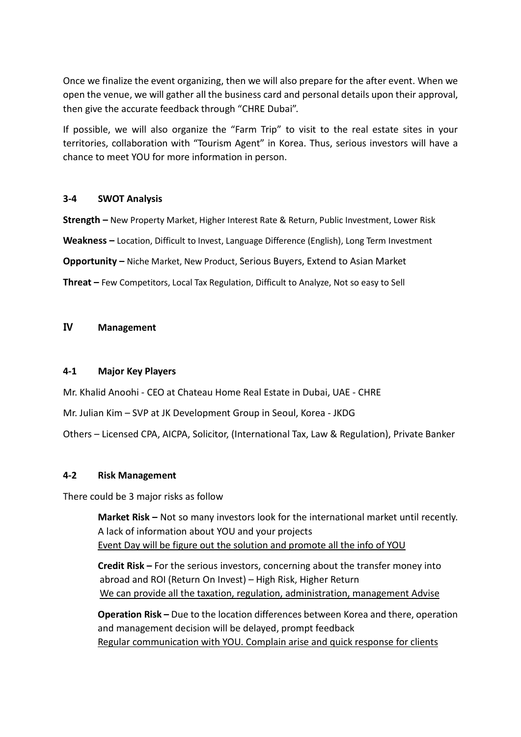Once we finalize the event organizing, then we will also prepare for the after event. When we open the venue, we will gather all the business card and personal details upon their approval, then give the accurate feedback through "CHRE Dubai".

If possible, we will also organize the "Farm Trip" to visit to the real estate sites in your territories, collaboration with "Tourism Agent" in Korea. Thus, serious investors will have a chance to meet YOU for more information in person.

### 3-4 SWOT Analysis

**Strength –** New Property Market, Higher Interest Rate & Return, Public Investment, Lower Risk

**Weakness –** Location, Difficult to Invest, Language Difference (English), Long Term Investment

**Opportunity –** Niche Market, New Product, Serious Buyers, Extend to Asian Market

**Threat –** Few Competitors, Local Tax Regulation, Difficult to Analyze, Not so easy to Sell

## IV Management

### 4-1 Major Key Players

Mr. Khalid Anoohi - CEO at Chateau Home Real Estate in Dubai, UAE - CHRE

Mr. Julian Kim – SVP at JK Development Group in Seoul, Korea - JKDG

Others – Licensed CPA, AICPA, Solicitor, (International Tax, Law & Regulation), Private Banker

### 4-2 Risk Management

There could be 3 major risks as follow

**Market Risk –** Not so many investors look for the international market until recently. A lack of information about YOU and your projects
<u>Event Day will be figure out the solution and promote all the info of YOU</u>

**Credit Risk –** For the serious investors, concerning about the transfer money into abroad and ROI (Return On Invest) – High Risk, Higher Return
<u>We can provide all the taxation, regulation, administration, management Advise</u>

**Operation Risk –** Due to the location differences between Korea and there, operation and management decision will be delayed, prompt feedback
<u>Regular communication with YOU. Complain arise and quick response for clients</u>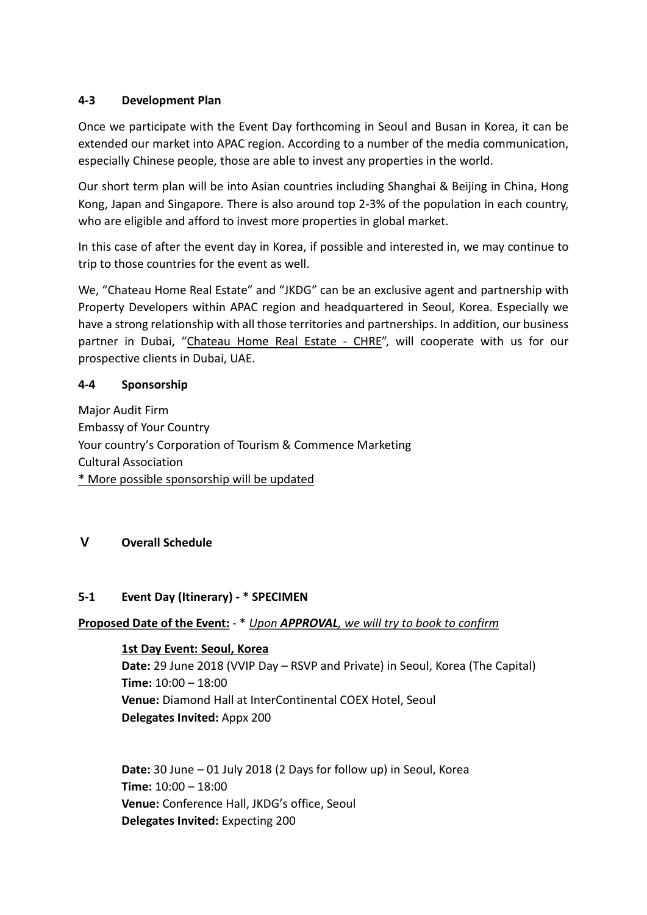### 4-3 Development Plan

Once we participate with the Event Day forthcoming in Seoul and Busan in Korea, it can be extended our market into APAC region. According to a number of the media communication, especially Chinese people, those are able to invest any properties in the world.

Our short term plan will be into Asian countries including Shanghai & Beijing in China, Hong Kong, Japan and Singapore. There is also around top 2-3% of the population in each country, who are eligible and afford to invest more properties in global market.

In this case of after the event day in Korea, if possible and interested in, we may continue to trip to those countries for the event as well.

We, "Chateau Home Real Estate" and "JKDG" can be an exclusive agent and partnership with Property Developers within APAC region and headquartered in Seoul, Korea. Especially we have a strong relationship with all those territories and partnerships. In addition, our business partner in Dubai, "Chateau Home Real Estate - CHRE", will cooperate with us for our prospective clients in Dubai, UAE.

### 4-4 Sponsorship

Major Audit Firm
Embassy of Your Country
Your country's Corporation of Tourism & Commence Marketing
Cultural Association
* More possible sponsorship will be updated

## V Overall Schedule

### 5-1 Event Day (Itinerary) - * SPECIMEN

**Proposed Date of the Event:** - * *Upon **APPROVAL**, we will try to book to confirm*

**1st Day Event: Seoul, Korea**
**Date:** 29 June 2018 (VVIP Day – RSVP and Private) in Seoul, Korea (The Capital)
**Time:** 10:00 – 18:00
**Venue:** Diamond Hall at InterContinental COEX Hotel, Seoul
**Delegates Invited:** Appx 200

**Date:** 30 June – 01 July 2018 (2 Days for follow up) in Seoul, Korea
**Time:** 10:00 – 18:00
**Venue:** Conference Hall, JKDG's office, Seoul
**Delegates Invited:** Expecting 200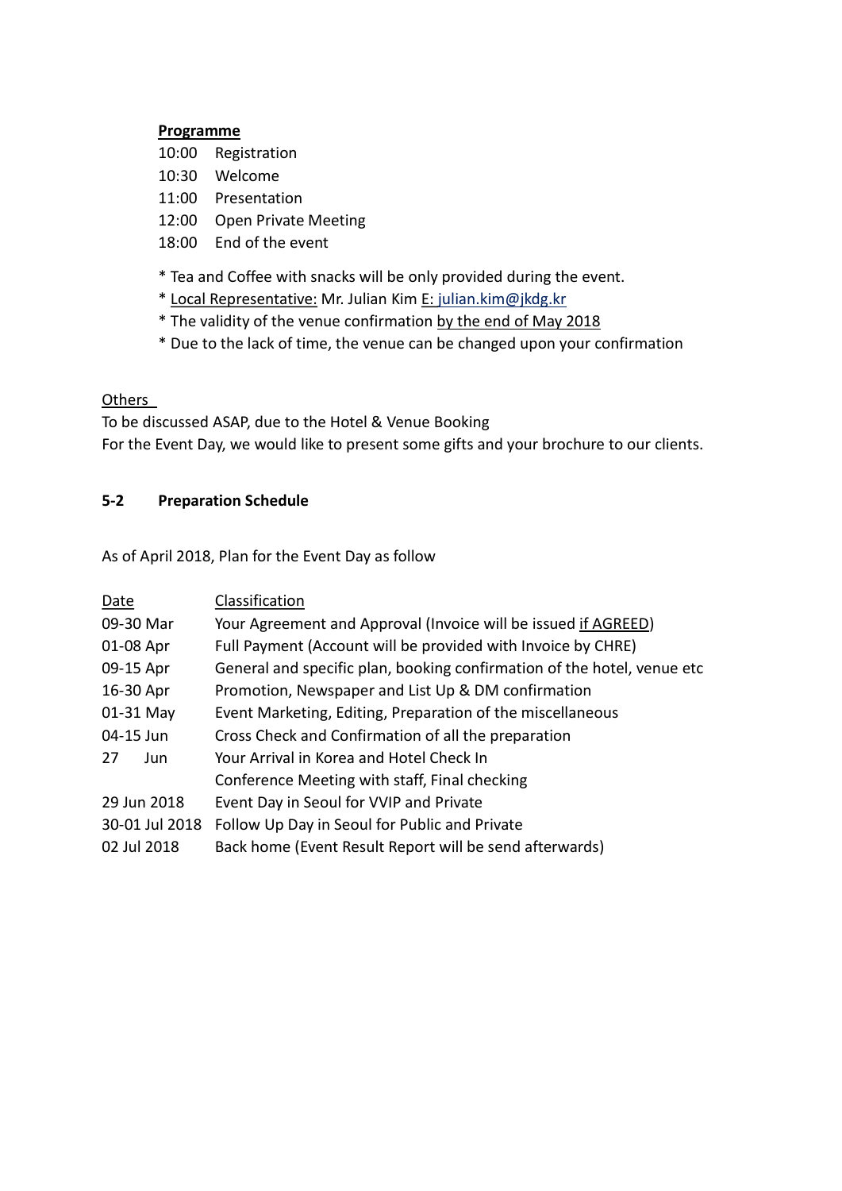**Programme**

10:00 Registration
10:30 Welcome
11:00 Presentation
12:00 Open Private Meeting
18:00 End of the event

* Tea and Coffee with snacks will be only provided during the event.
* Local Representative: Mr. Julian Kim E: julian.kim@jkdg.kr
* The validity of the venue confirmation by the end of May 2018
* Due to the lack of time, the venue can be changed upon your confirmation

Others

To be discussed ASAP, due to the Hotel & Venue Booking
For the Event Day, we would like to present some gifts and your brochure to our clients.

**5-2 Preparation Schedule**

As of April 2018, Plan for the Event Day as follow

| Date | Classification |
|---|---|
| 09-30 Mar | Your Agreement and Approval (Invoice will be issued if AGREED) |
| 01-08 Apr | Full Payment (Account will be provided with Invoice by CHRE) |
| 09-15 Apr | General and specific plan, booking confirmation of the hotel, venue etc |
| 16-30 Apr | Promotion, Newspaper and List Up & DM confirmation |
| 01-31 May | Event Marketing, Editing, Preparation of the miscellaneous |
| 04-15 Jun | Cross Check and Confirmation of all the preparation |
| 27 Jun | Your Arrival in Korea and Hotel Check In |
| | Conference Meeting with staff, Final checking |
| 29 Jun 2018 | Event Day in Seoul for VVIP and Private |
| 30-01 Jul 2018 | Follow Up Day in Seoul for Public and Private |
| 02 Jul 2018 | Back home (Event Result Report will be send afterwards) |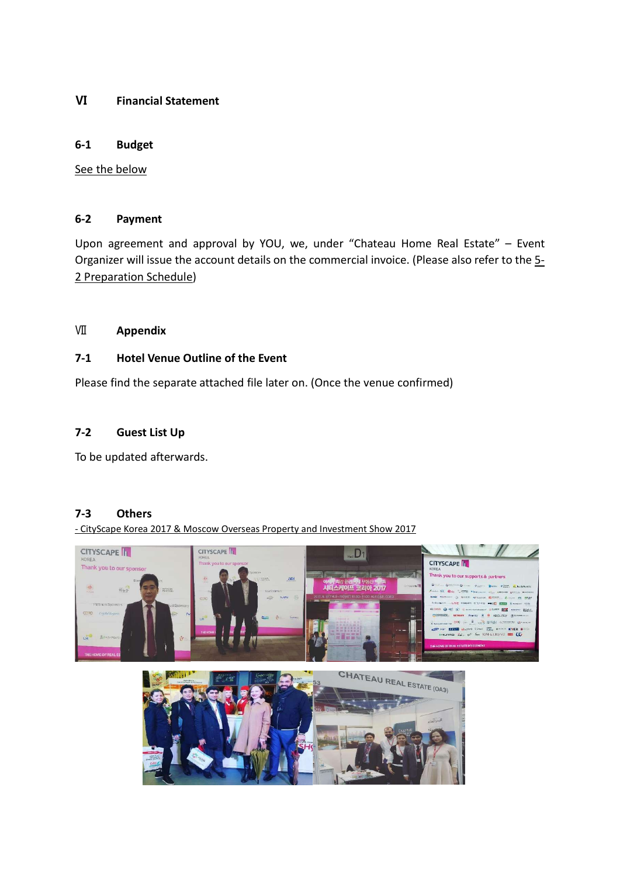## Ⅵ Financial Statement

### 6-1 Budget

See the below

### 6-2 Payment

Upon agreement and approval by YOU, we, under "Chateau Home Real Estate" – Event Organizer will issue the account details on the commercial invoice. (Please also refer to the 5-2 Preparation Schedule)

## Ⅶ Appendix

### 7-1 Hotel Venue Outline of the Event

Please find the separate attached file later on. (Once the venue confirmed)

### 7-2 Guest List Up

To be updated afterwards.

### 7-3 Others

- CityScape Korea 2017 & Moscow Overseas Property and Investment Show 2017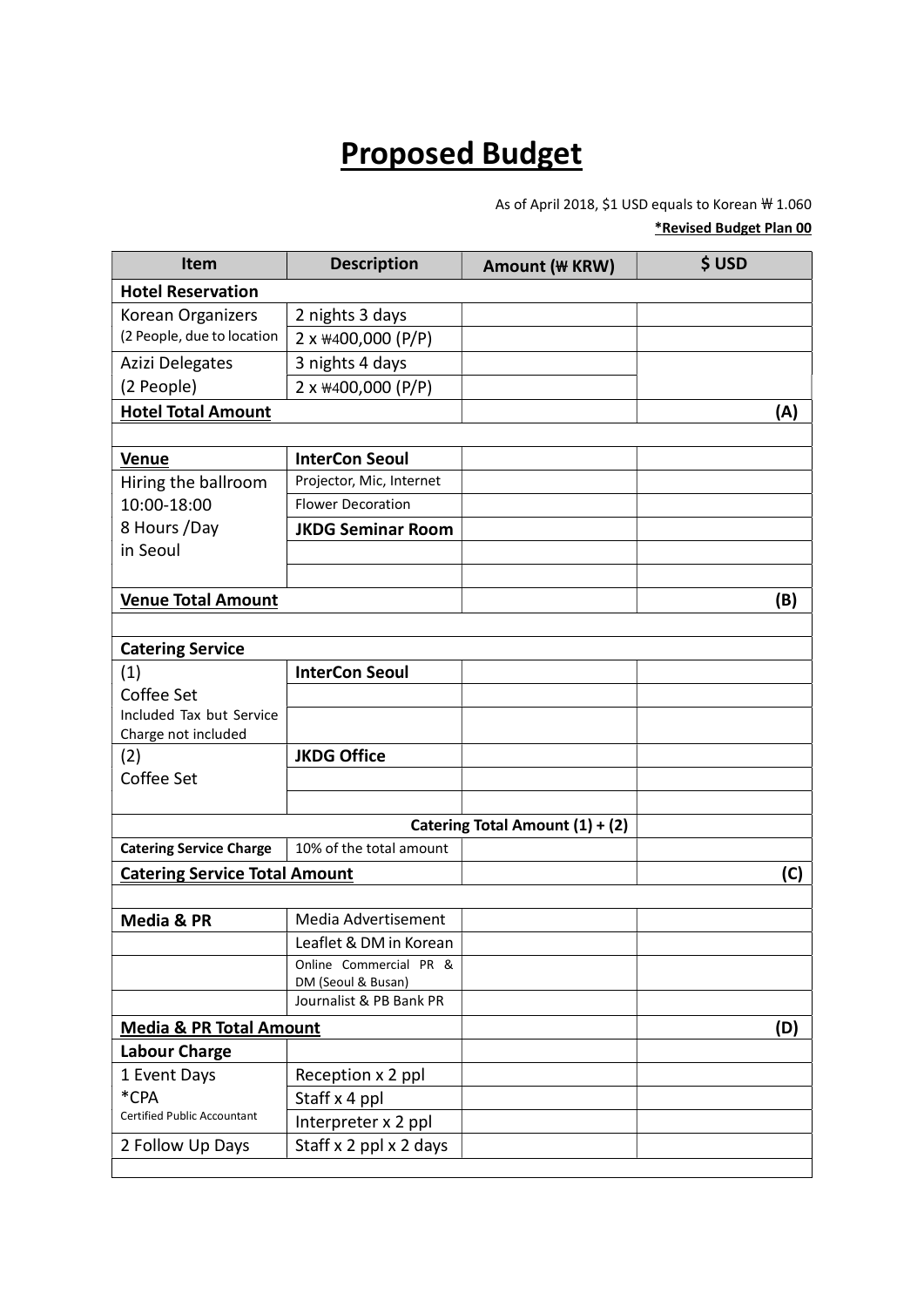# Proposed Budget

As of April 2018, $1 USD equals to Korean ₩ 1.060

***Revised Budget Plan 00**

| Item | Description | Amount (₩ KRW) | $ USD |
|---|---|---|---|
| **Hotel Reservation** | | | |
| Korean Organizers (2 People, due to location | 2 nights 3 days | | |
| | 2 x ₩400,000 (P/P) | | |
| Azizi Delegates (2 People) | 3 nights 4 days | | |
| | 2 x ₩400,000 (P/P) | | |
| **Hotel Total Amount** | | | **(A)** |
| | | | |
| **Venue** | **InterCon Seoul** | | |
| Hiring the ballroom 10:00-18:00 8 Hours /Day in Seoul | Projector, Mic, Internet | | |
| | Flower Decoration | | |
| | **JKDG Seminar Room** | | |
| | | | |
| | | | |
| **Venue Total Amount** | | | **(B)** |
| | | | |
| **Catering Service** | | | |
| (1) Coffee Set Included Tax but Service Charge not included | **InterCon Seoul** | | |
| | | | |
| | | | |
| (2) Coffee Set | **JKDG Office** | | |
| | | | |
| | | | |
| | | **Catering Total Amount (1) + (2)** | |
| **Catering Service Charge** | 10% of the total amount | | |
| **Catering Service Total Amount** | | | **(C)** |
| | | | |
| **Media & PR** | Media Advertisement | | |
| | Leaflet & DM in Korean | | |
| | Online Commercial PR & DM (Seoul & Busan) | | |
| | Journalist & PB Bank PR | | |
| **Media & PR Total Amount** | | | **(D)** |
| **Labour Charge** | | | |
| 1 Event Days *CPA Certified Public Accountant | Reception x 2 ppl | | |
| | Staff x 4 ppl | | |
| | Interpreter x 2 ppl | | |
| 2 Follow Up Days | Staff x 2 ppl x 2 days | | |
| | | | |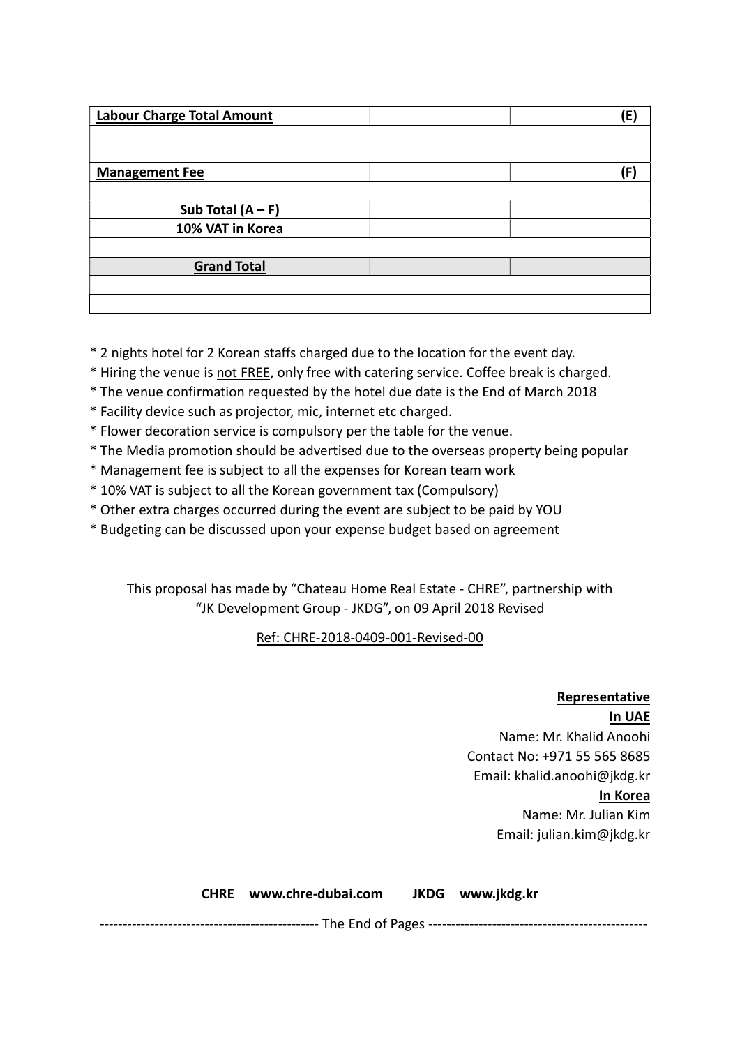| | | |
|---|---|---|
| **Labour Charge Total Amount** | | **(E)** |
| | | |
| **Management Fee** | | **(F)** |
| | | |
| **Sub Total (A – F)** | | |
| **10% VAT in Korea** | | |
| | | |
| **Grand Total** | | |
| | | |
| | | |

* 2 nights hotel for 2 Korean staffs charged due to the location for the event day.
* Hiring the venue is not FREE, only free with catering service. Coffee break is charged.
* The venue confirmation requested by the hotel due date is the End of March 2018
* Facility device such as projector, mic, internet etc charged.
* Flower decoration service is compulsory per the table for the venue.
* The Media promotion should be advertised due to the overseas property being popular
* Management fee is subject to all the expenses for Korean team work
* 10% VAT is subject to all the Korean government tax (Compulsory)
* Other extra charges occurred during the event are subject to be paid by YOU
* Budgeting can be discussed upon your expense budget based on agreement

This proposal has made by "Chateau Home Real Estate - CHRE", partnership with "JK Development Group - JKDG", on 09 April 2018 Revised

Ref: CHRE-2018-0409-001-Revised-00

**Representative**

**In UAE**

Name: Mr. Khalid Anoohi
Contact No: +971 55 565 8685
Email: khalid.anoohi@jkdg.kr

**In Korea**

Name: Mr. Julian Kim
Email: julian.kim@jkdg.kr

**CHRE www.chre-dubai.com JKDG www.jkdg.kr**

------------------------------------------------ The End of Pages ------------------------------------------------